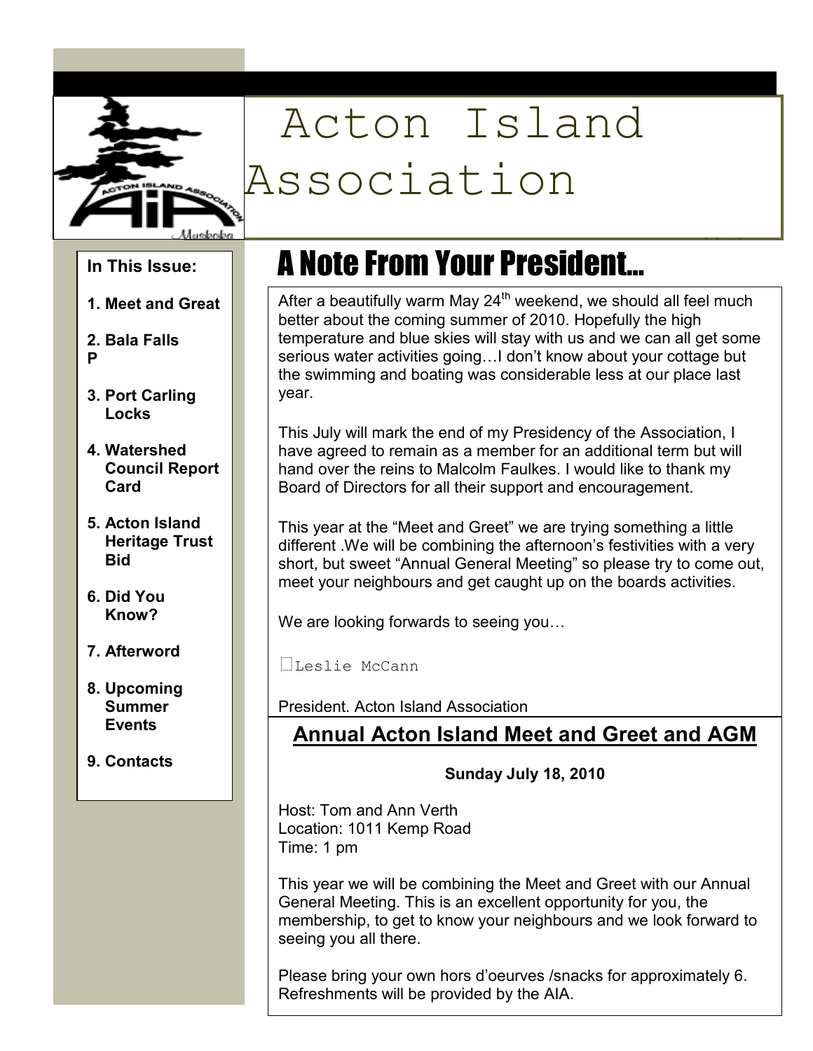# Acton Island Association

**In This Issue:**

1. **Meet and Great**
2. **Bala Falls P**
3. **Port Carling Locks**
4. **Watershed Council Report Card**
5. **Acton Island Heritage Trust Bid**
6. **Did You Know?**
7. **Afterword**
8. **Upcoming Summer Events**
9. **Contacts**

## A Note From Your President...

After a beautifully warm May 24th weekend, we should all feel much better about the coming summer of 2010. Hopefully the high temperature and blue skies will stay with us and we can all get some serious water activities going…I don't know about your cottage but the swimming and boating was considerable less at our place last year.

This July will mark the end of my Presidency of the Association, I have agreed to remain as a member for an additional term but will hand over the reins to Malcolm Faulkes. I would like to thank my Board of Directors for all their support and encouragement.

This year at the "Meet and Greet" we are trying something a little different .We will be combining the afternoon's festivities with a very short, but sweet "Annual General Meeting" so please try to come out, meet your neighbours and get caught up on the boards activities.

We are looking forwards to seeing you…

Leslie McCann

President. Acton Island Association

## Annual Acton Island Meet and Greet and AGM

**Sunday July 18, 2010**

Host: Tom and Ann Verth
Location: 1011 Kemp Road
Time: 1 pm

This year we will be combining the Meet and Greet with our Annual General Meeting. This is an excellent opportunity for you, the membership, to get to know your neighbours and we look forward to seeing you all there.

Please bring your own hors d'oeurves /snacks for approximately 6. Refreshments will be provided by the AIA.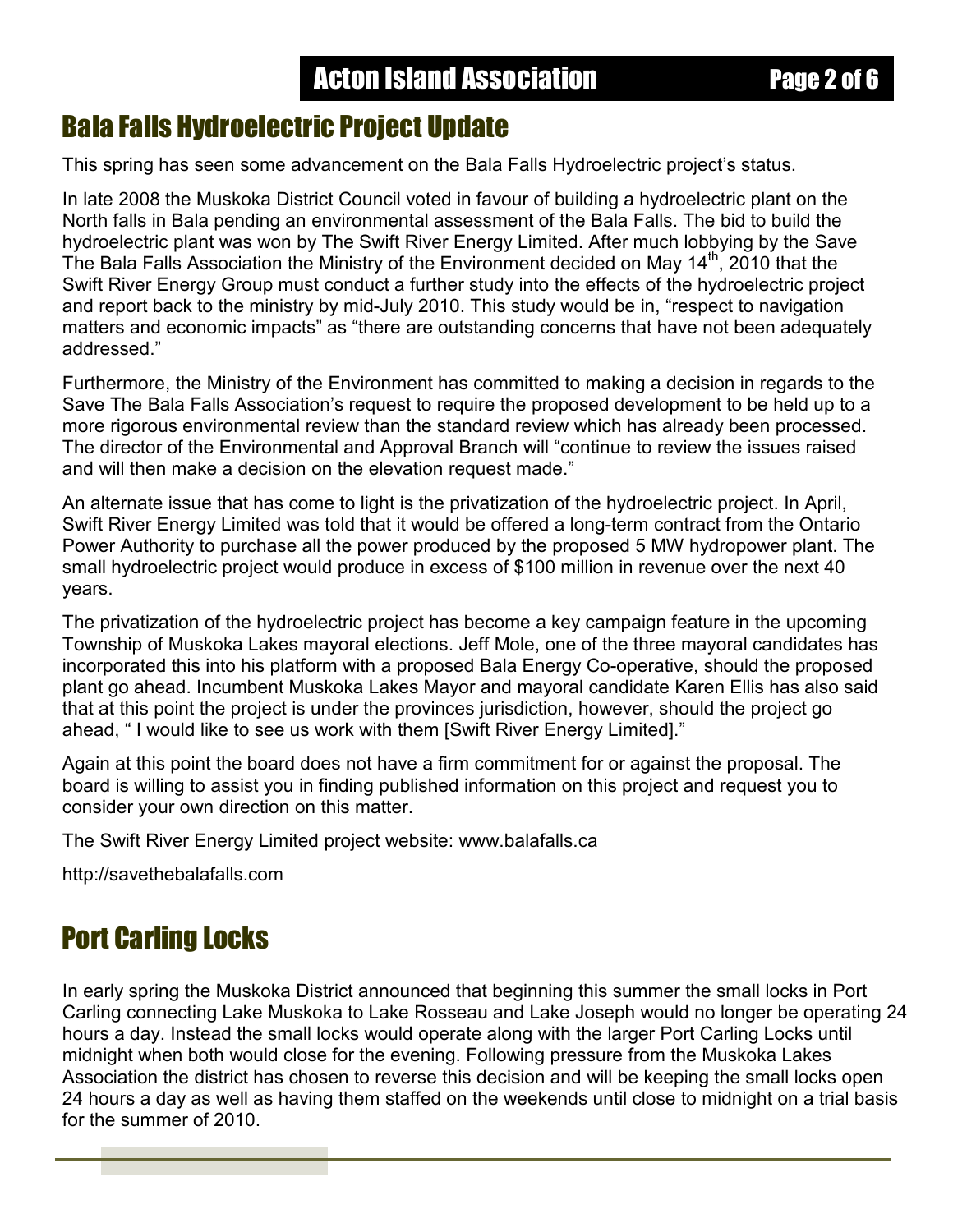## Bala Falls Hydroelectric Project Update

This spring has seen some advancement on the Bala Falls Hydroelectric project's status.

In late 2008 the Muskoka District Council voted in favour of building a hydroelectric plant on the North falls in Bala pending an environmental assessment of the Bala Falls. The bid to build the hydroelectric plant was won by The Swift River Energy Limited. After much lobbying by the Save The Bala Falls Association the Ministry of the Environment decided on May 14th, 2010 that the Swift River Energy Group must conduct a further study into the effects of the hydroelectric project and report back to the ministry by mid-July 2010. This study would be in, "respect to navigation matters and economic impacts" as "there are outstanding concerns that have not been adequately addressed."

Furthermore, the Ministry of the Environment has committed to making a decision in regards to the Save The Bala Falls Association's request to require the proposed development to be held up to a more rigorous environmental review than the standard review which has already been processed. The director of the Environmental and Approval Branch will "continue to review the issues raised and will then make a decision on the elevation request made."

An alternate issue that has come to light is the privatization of the hydroelectric project. In April, Swift River Energy Limited was told that it would be offered a long-term contract from the Ontario Power Authority to purchase all the power produced by the proposed 5 MW hydropower plant. The small hydroelectric project would produce in excess of $100 million in revenue over the next 40 years.

The privatization of the hydroelectric project has become a key campaign feature in the upcoming Township of Muskoka Lakes mayoral elections. Jeff Mole, one of the three mayoral candidates has incorporated this into his platform with a proposed Bala Energy Co-operative, should the proposed plant go ahead. Incumbent Muskoka Lakes Mayor and mayoral candidate Karen Ellis has also said that at this point the project is under the provinces jurisdiction, however, should the project go ahead, " I would like to see us work with them [Swift River Energy Limited]."

Again at this point the board does not have a firm commitment for or against the proposal. The board is willing to assist you in finding published information on this project and request you to consider your own direction on this matter.

The Swift River Energy Limited project website: www.balafalls.ca

http://savethebalafalls.com

## Port Carling Locks

In early spring the Muskoka District announced that beginning this summer the small locks in Port Carling connecting Lake Muskoka to Lake Rosseau and Lake Joseph would no longer be operating 24 hours a day. Instead the small locks would operate along with the larger Port Carling Locks until midnight when both would close for the evening. Following pressure from the Muskoka Lakes Association the district has chosen to reverse this decision and will be keeping the small locks open 24 hours a day as well as having them staffed on the weekends until close to midnight on a trial basis for the summer of 2010.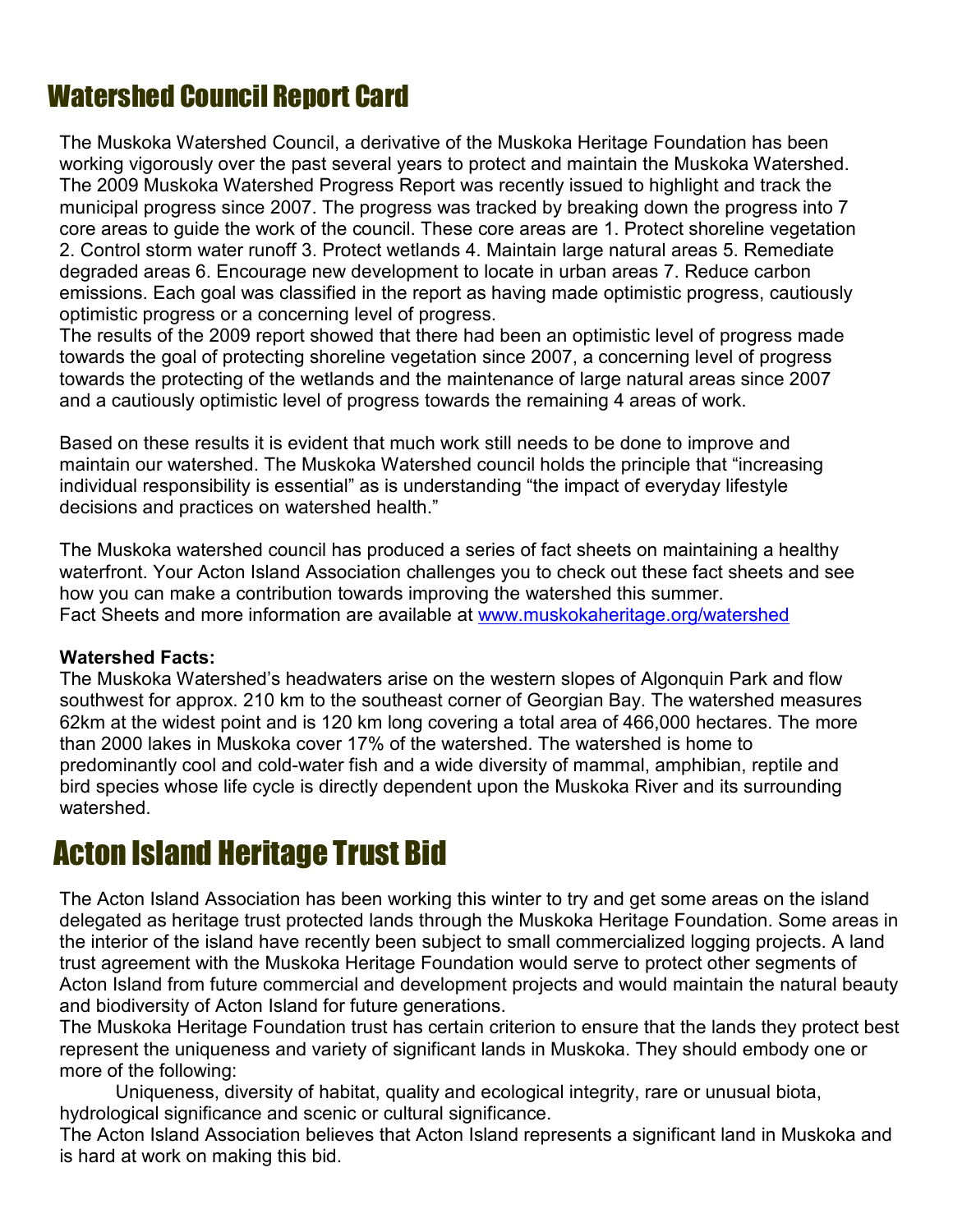## Watershed Council Report Card

The Muskoka Watershed Council, a derivative of the Muskoka Heritage Foundation has been working vigorously over the past several years to protect and maintain the Muskoka Watershed. The 2009 Muskoka Watershed Progress Report was recently issued to highlight and track the municipal progress since 2007. The progress was tracked by breaking down the progress into 7 core areas to guide the work of the council. These core areas are 1. Protect shoreline vegetation 2. Control storm water runoff 3. Protect wetlands 4. Maintain large natural areas 5. Remediate degraded areas 6. Encourage new development to locate in urban areas 7. Reduce carbon emissions. Each goal was classified in the report as having made optimistic progress, cautiously optimistic progress or a concerning level of progress.
The results of the 2009 report showed that there had been an optimistic level of progress made towards the goal of protecting shoreline vegetation since 2007, a concerning level of progress towards the protecting of the wetlands and the maintenance of large natural areas since 2007 and a cautiously optimistic level of progress towards the remaining 4 areas of work.

Based on these results it is evident that much work still needs to be done to improve and maintain our watershed. The Muskoka Watershed council holds the principle that "increasing individual responsibility is essential" as is understanding "the impact of everyday lifestyle decisions and practices on watershed health."

The Muskoka watershed council has produced a series of fact sheets on maintaining a healthy waterfront. Your Acton Island Association challenges you to check out these fact sheets and see how you can make a contribution towards improving the watershed this summer.
Fact Sheets and more information are available at [www.muskokaheritage.org/watershed](http://www.muskokaheritage.org/watershed)

**Watershed Facts:**
The Muskoka Watershed's headwaters arise on the western slopes of Algonquin Park and flow southwest for approx. 210 km to the southeast corner of Georgian Bay. The watershed measures 62km at the widest point and is 120 km long covering a total area of 466,000 hectares. The more than 2000 lakes in Muskoka cover 17% of the watershed. The watershed is home to predominantly cool and cold-water fish and a wide diversity of mammal, amphibian, reptile and bird species whose life cycle is directly dependent upon the Muskoka River and its surrounding watershed.

## Acton Island Heritage Trust Bid

The Acton Island Association has been working this winter to try and get some areas on the island delegated as heritage trust protected lands through the Muskoka Heritage Foundation. Some areas in the interior of the island have recently been subject to small commercialized logging projects. A land trust agreement with the Muskoka Heritage Foundation would serve to protect other segments of Acton Island from future commercial and development projects and would maintain the natural beauty and biodiversity of Acton Island for future generations.
The Muskoka Heritage Foundation trust has certain criterion to ensure that the lands they protect best represent the uniqueness and variety of significant lands in Muskoka. They should embody one or more of the following:

Uniqueness, diversity of habitat, quality and ecological integrity, rare or unusual biota, hydrological significance and scenic or cultural significance.

The Acton Island Association believes that Acton Island represents a significant land in Muskoka and is hard at work on making this bid.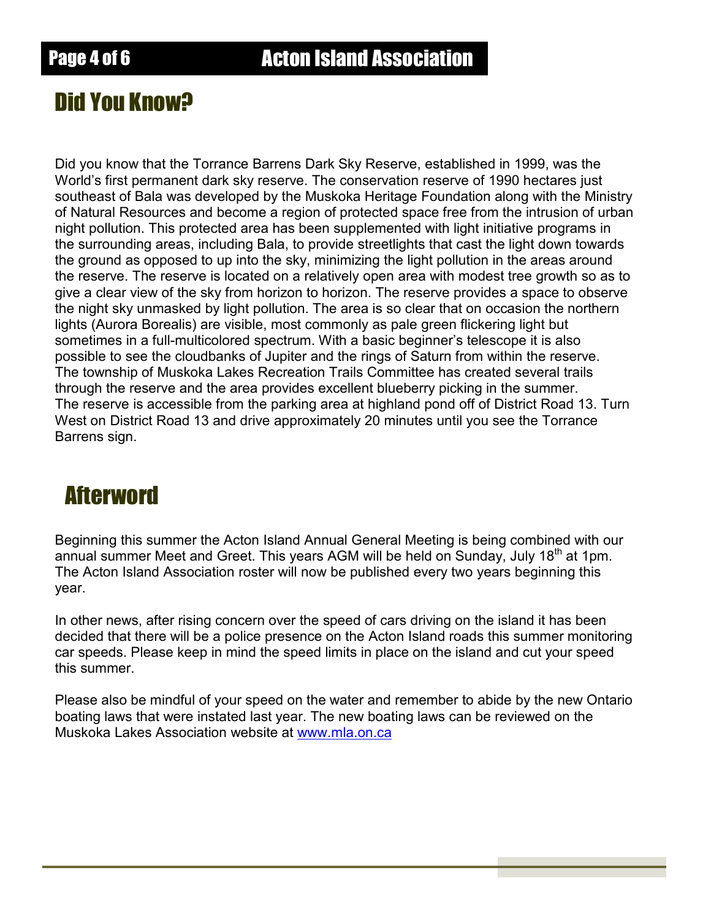## Did You Know?

Did you know that the Torrance Barrens Dark Sky Reserve, established in 1999, was the World's first permanent dark sky reserve. The conservation reserve of 1990 hectares just southeast of Bala was developed by the Muskoka Heritage Foundation along with the Ministry of Natural Resources and become a region of protected space free from the intrusion of urban night pollution. This protected area has been supplemented with light initiative programs in the surrounding areas, including Bala, to provide streetlights that cast the light down towards the ground as opposed to up into the sky, minimizing the light pollution in the areas around the reserve. The reserve is located on a relatively open area with modest tree growth so as to give a clear view of the sky from horizon to horizon. The reserve provides a space to observe the night sky unmasked by light pollution. The area is so clear that on occasion the northern lights (Aurora Borealis) are visible, most commonly as pale green flickering light but sometimes in a full-multicolored spectrum. With a basic beginner's telescope it is also possible to see the cloudbanks of Jupiter and the rings of Saturn from within the reserve. The township of Muskoka Lakes Recreation Trails Committee has created several trails through the reserve and the area provides excellent blueberry picking in the summer. The reserve is accessible from the parking area at highland pond off of District Road 13. Turn West on District Road 13 and drive approximately 20 minutes until you see the Torrance Barrens sign.

## Afterword

Beginning this summer the Acton Island Annual General Meeting is being combined with our annual summer Meet and Greet. This years AGM will be held on Sunday, July 18th at 1pm. The Acton Island Association roster will now be published every two years beginning this year.

In other news, after rising concern over the speed of cars driving on the island it has been decided that there will be a police presence on the Acton Island roads this summer monitoring car speeds. Please keep in mind the speed limits in place on the island and cut your speed this summer.

Please also be mindful of your speed on the water and remember to abide by the new Ontario boating laws that were instated last year. The new boating laws can be reviewed on the Muskoka Lakes Association website at [www.mla.on.ca](http://www.mla.on.ca)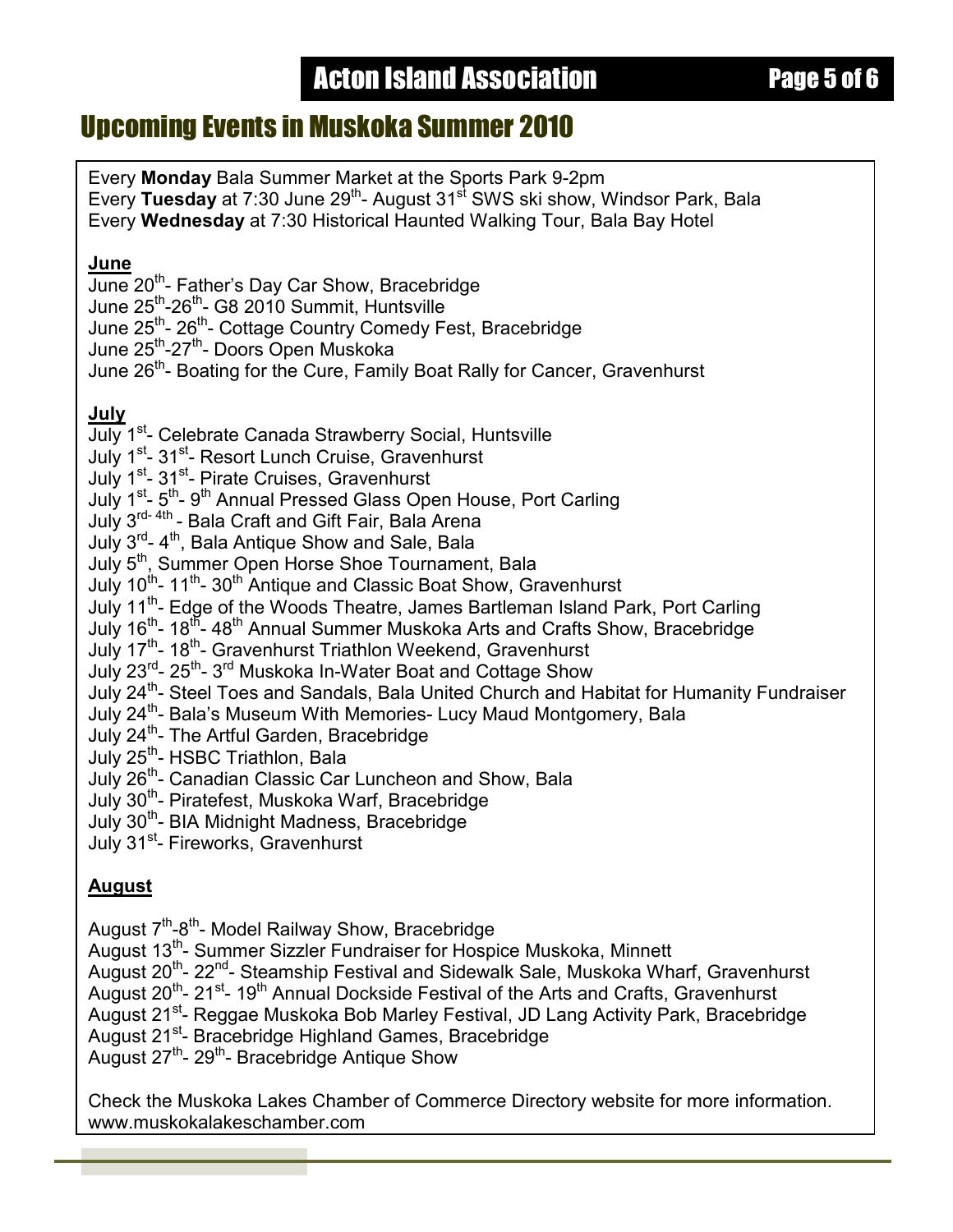# Upcoming Events in Muskoka Summer 2010

Every **Monday** Bala Summer Market at the Sports Park 9-2pm
Every **Tuesday** at 7:30 June 29th- August 31st SWS ski show, Windsor Park, Bala
Every **Wednesday** at 7:30 Historical Haunted Walking Tour, Bala Bay Hotel

**June**

June 20th- Father's Day Car Show, Bracebridge
June 25th-26th- G8 2010 Summit, Huntsville
June 25th- 26th- Cottage Country Comedy Fest, Bracebridge
June 25th-27th- Doors Open Muskoka
June 26th- Boating for the Cure, Family Boat Rally for Cancer, Gravenhurst

**July**

July 1st- Celebrate Canada Strawberry Social, Huntsville
July 1st- 31st- Resort Lunch Cruise, Gravenhurst
July 1st- 31st- Pirate Cruises, Gravenhurst
July 1st- 5th- 9th Annual Pressed Glass Open House, Port Carling
July 3rd- 4th - Bala Craft and Gift Fair, Bala Arena
July 3rd- 4th, Bala Antique Show and Sale, Bala
July 5th, Summer Open Horse Shoe Tournament, Bala
July 10th- 11th- 30th Antique and Classic Boat Show, Gravenhurst
July 11th- Edge of the Woods Theatre, James Bartleman Island Park, Port Carling
July 16th- 18th- 48th Annual Summer Muskoka Arts and Crafts Show, Bracebridge
July 17th- 18th- Gravenhurst Triathlon Weekend, Gravenhurst
July 23rd- 25th- 3rd Muskoka In-Water Boat and Cottage Show
July 24th- Steel Toes and Sandals, Bala United Church and Habitat for Humanity Fundraiser
July 24th- Bala's Museum With Memories- Lucy Maud Montgomery, Bala
July 24th- The Artful Garden, Bracebridge
July 25th- HSBC Triathlon, Bala
July 26th- Canadian Classic Car Luncheon and Show, Bala
July 30th- Piratefest, Muskoka Warf, Bracebridge
July 30th- BIA Midnight Madness, Bracebridge
July 31st- Fireworks, Gravenhurst

**August**

August 7th-8th- Model Railway Show, Bracebridge
August 13th- Summer Sizzler Fundraiser for Hospice Muskoka, Minnett
August 20th- 22nd- Steamship Festival and Sidewalk Sale, Muskoka Wharf, Gravenhurst
August 20th- 21st- 19th Annual Dockside Festival of the Arts and Crafts, Gravenhurst
August 21st- Reggae Muskoka Bob Marley Festival, JD Lang Activity Park, Bracebridge
August 21st- Bracebridge Highland Games, Bracebridge
August 27th- 29th- Bracebridge Antique Show

Check the Muskoka Lakes Chamber of Commerce Directory website for more information.
www.muskokalakeschamber.com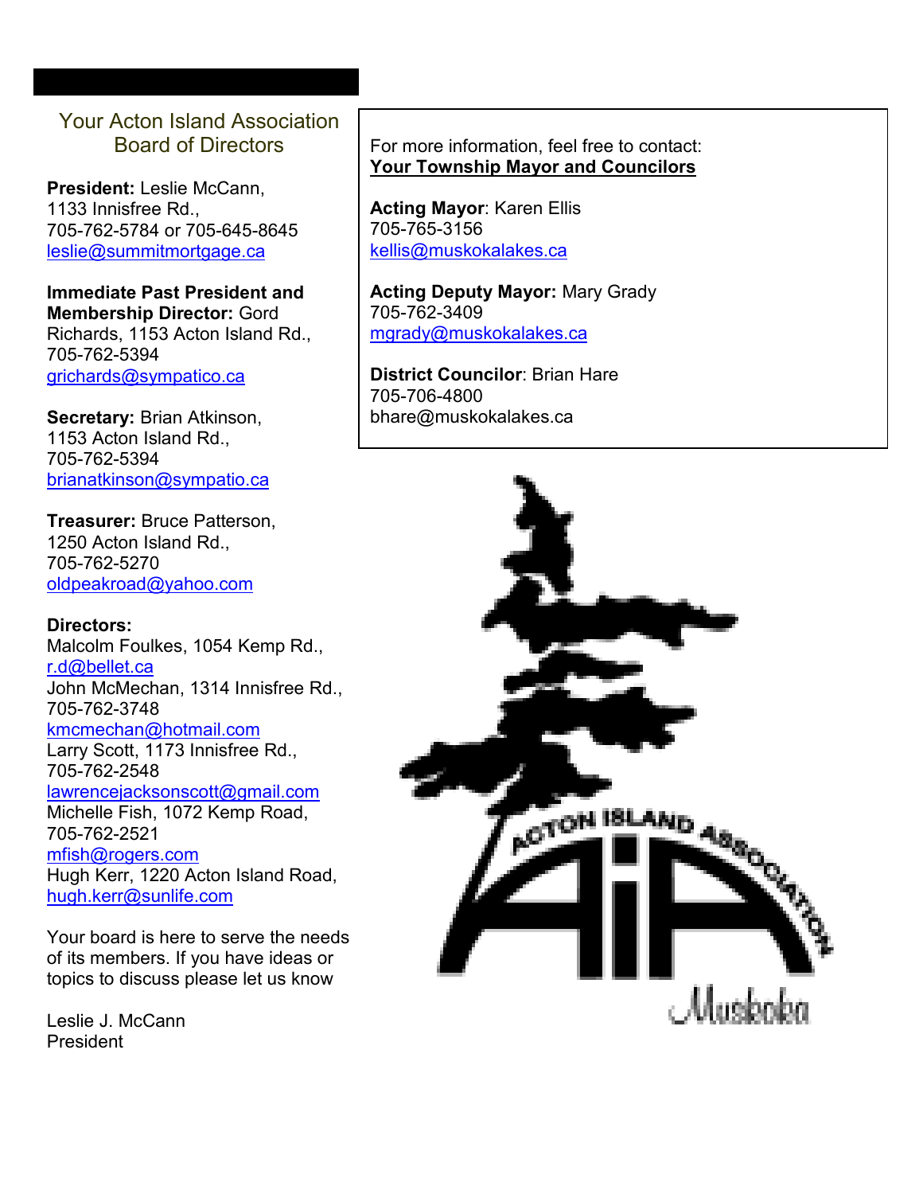## Your Acton Island Association Board of Directors

**President:** Leslie McCann,
1133 Innisfree Rd.,
705-762-5784 or 705-645-8645
leslie@summitmortgage.ca

**Immediate Past President and Membership Director:** Gord Richards, 1153 Acton Island Rd.,
705-762-5394
grichards@sympatico.ca

**Secretary:** Brian Atkinson,
1153 Acton Island Rd.,
705-762-5394
brianatkinson@sympatio.ca

**Treasurer:** Bruce Patterson,
1250 Acton Island Rd.,
705-762-5270
oldpeakroad@yahoo.com

**Directors:**
Malcolm Foulkes, 1054 Kemp Rd.,
r.d@bellet.ca
John McMechan, 1314 Innisfree Rd.,
705-762-3748
kmcmechan@hotmail.com
Larry Scott, 1173 Innisfree Rd.,
705-762-2548
lawrencejacksonscott@gmail.com
Michelle Fish, 1072 Kemp Road,
705-762-2521
mfish@rogers.com
Hugh Kerr, 1220 Acton Island Road,
hugh.kerr@sunlife.com

Your board is here to serve the needs of its members. If you have ideas or topics to discuss please let us know

Leslie J. McCann
President

For more information, feel free to contact:
**Your Township Mayor and Councilors**

**Acting Mayor**: Karen Ellis
705-765-3156
kellis@muskokalakes.ca

**Acting Deputy Mayor:** Mary Grady
705-762-3409
mgrady@muskokalakes.ca

**District Councilor**: Brian Hare
705-706-4800
bhare@muskokalakes.ca

ACTON ISLAND ASSOCIATION
AiA
Muskoka